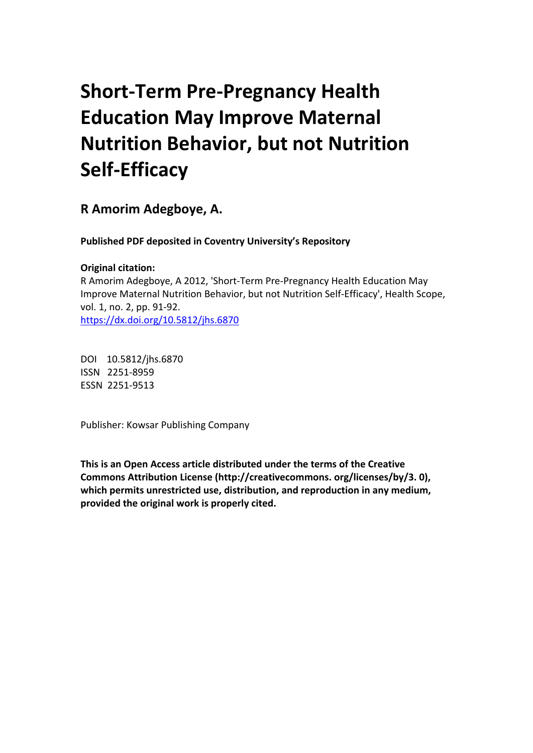# Short-Term Pre-Pregnancy Health Education May Improve Maternal Nutrition Behavior, but not Nutrition Self-Efficacy

## R Amorim Adegboye, A.

**Published PDF deposited in Coventry University's Repository**

**Original citation:**

R Amorim Adegboye, A 2012, 'Short-Term Pre-Pregnancy Health Education May Improve Maternal Nutrition Behavior, but not Nutrition Self-Efficacy', Health Scope, vol. 1, no. 2, pp. 91-92.
https://dx.doi.org/10.5812/jhs.6870

DOI 10.5812/jhs.6870
ISSN 2251-8959
ESSN 2251-9513

Publisher: Kowsar Publishing Company

**This is an Open Access article distributed under the terms of the Creative Commons Attribution License (http://creativecommons. org/licenses/by/3. 0), which permits unrestricted use, distribution, and reproduction in any medium, provided the original work is properly cited.**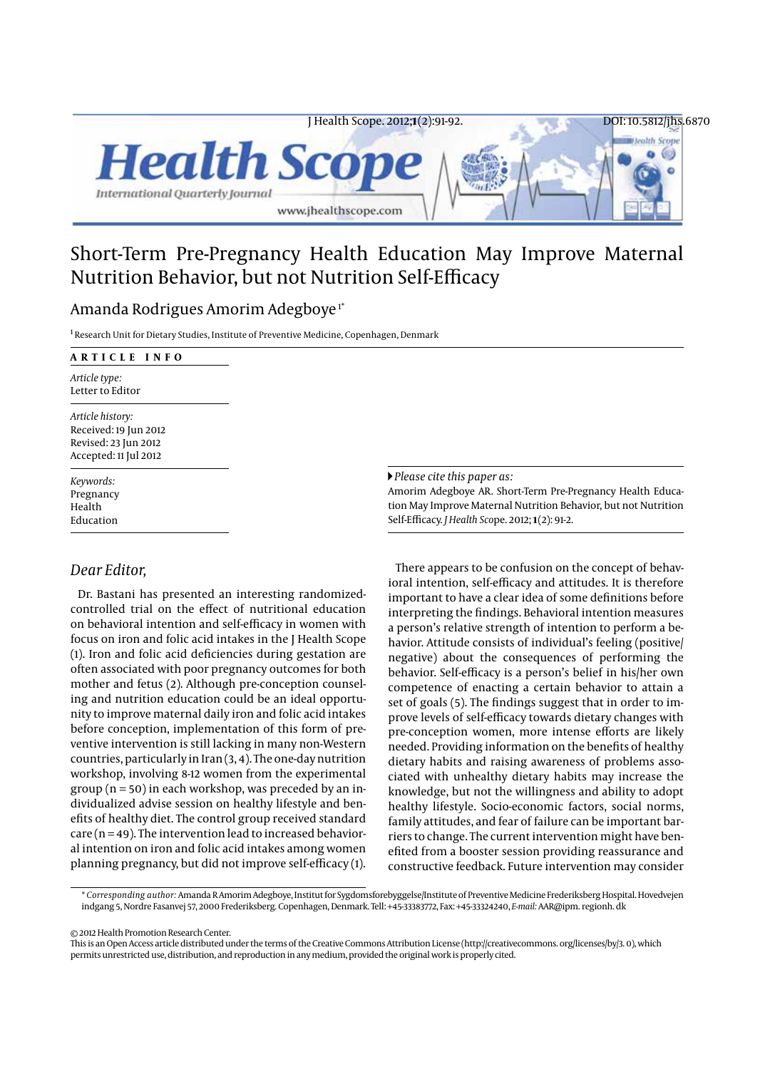# Short-Term Pre-Pregnancy Health Education May Improve Maternal Nutrition Behavior, but not Nutrition Self-Efficacy

Amanda Rodrigues Amorim Adegboye[1*]

[1] Research Unit for Dietary Studies, Institute of Preventive Medicine, Copenhagen, Denmark

**ARTICLE INFO**

*Article type:*
Letter to Editor

*Article history:*
Received: 19 Jun 2012
Revised: 23 Jun 2012
Accepted: 11 Jul 2012

*Keywords:*
Pregnancy
Health
Education

*Please cite this paper as:*
Amorim Adegboye AR. Short-Term Pre-Pregnancy Health Education May Improve Maternal Nutrition Behavior, but not Nutrition Self-Efficacy. *J Health Scope*. 2012; **1**(2): 91-2.

## Dear Editor,

Dr. Bastani has presented an interesting randomized-controlled trial on the effect of nutritional education on behavioral intention and self-efficacy in women with focus on iron and folic acid intakes in the J Health Scope (1). Iron and folic acid deficiencies during gestation are often associated with poor pregnancy outcomes for both mother and fetus (2). Although pre-conception counseling and nutrition education could be an ideal opportunity to improve maternal daily iron and folic acid intakes before conception, implementation of this form of preventive intervention is still lacking in many non-Western countries, particularly in Iran (3, 4). The one-day nutrition workshop, involving 8-12 women from the experimental group (n = 50) in each workshop, was preceded by an individualized advise session on healthy lifestyle and benefits of healthy diet. The control group received standard care (n = 49). The intervention lead to increased behavioral intention on iron and folic acid intakes among women planning pregnancy, but did not improve self-efficacy (1).

There appears to be confusion on the concept of behavioral intention, self-efficacy and attitudes. It is therefore important to have a clear idea of some definitions before interpreting the findings. Behavioral intention measures a person's relative strength of intention to perform a behavior. Attitude consists of individual's feeling (positive/negative) about the consequences of performing the behavior. Self-efficacy is a person's belief in his/her own competence of enacting a certain behavior to attain a set of goals (5). The findings suggest that in order to improve levels of self-efficacy towards dietary changes with pre-conception women, more intense efforts are likely needed. Providing information on the benefits of healthy dietary habits and raising awareness of problems associated with unhealthy dietary habits may increase the knowledge, but not the willingness and ability to adopt healthy lifestyle. Socio-economic factors, social norms, family attitudes, and fear of failure can be important barriers to change. The current intervention might have benefited from a booster session providing reassurance and constructive feedback. Future intervention may consider

\* *Corresponding author:* Amanda R Amorim Adegboye, Institut for Sygdomsforebyggelse/Institute of Preventive Medicine Frederiksberg Hospital. Hovedvejen indgang 5, Nordre Fasanvej 57, 2000 Frederiksberg. Copenhagen, Denmark. Tell: +45-33383772, Fax: +45-33324240, *E-mail:* AAR@ipm. regionh. dk

© 2012 Health Promotion Research Center.
This is an Open Access article distributed under the terms of the Creative Commons Attribution License (http://creativecommons. org/licenses/by/3. 0), which permits unrestricted use, distribution, and reproduction in any medium, provided the original work is properly cited.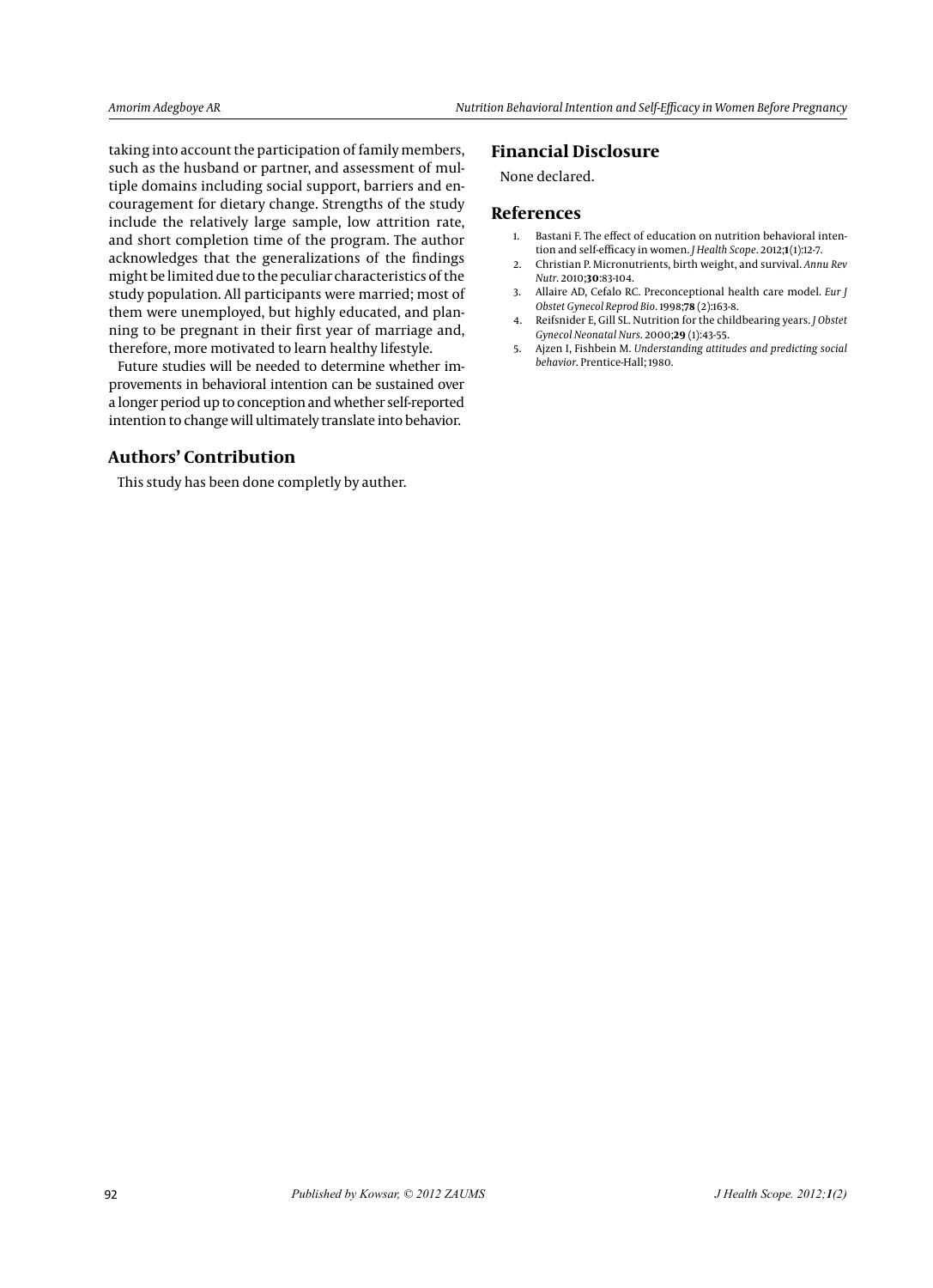taking into account the participation of family members, such as the husband or partner, and assessment of multiple domains including social support, barriers and encouragement for dietary change. Strengths of the study include the relatively large sample, low attrition rate, and short completion time of the program. The author acknowledges that the generalizations of the findings might be limited due to the peculiar characteristics of the study population. All participants were married; most of them were unemployed, but highly educated, and planning to be pregnant in their first year of marriage and, therefore, more motivated to learn healthy lifestyle.

Future studies will be needed to determine whether improvements in behavioral intention can be sustained over a longer period up to conception and whether self-reported intention to change will ultimately translate into behavior.

## Authors' Contribution

This study has been done completly by auther.

## Financial Disclosure

None declared.

## References

1. Bastani F. The effect of education on nutrition behavioral intention and self-efficacy in women. *J Health Scope*. 2012;**1**(1):12-7.
2. Christian P. Micronutrients, birth weight, and survival. *Annu Rev Nutr*. 2010;**30**:83-104.
3. Allaire AD, Cefalo RC. Preconceptional health care model. *Eur J Obstet Gynecol Reprod Bio*. 1998;**78** (2):163-8.
4. Reifsnider E, Gill SL. Nutrition for the childbearing years. *J Obstet Gynecol Neonatal Nurs*. 2000;**29** (1):43-55.
5. Ajzen I, Fishbein M. *Understanding attitudes and predicting social behavior*. Prentice-Hall; 1980.